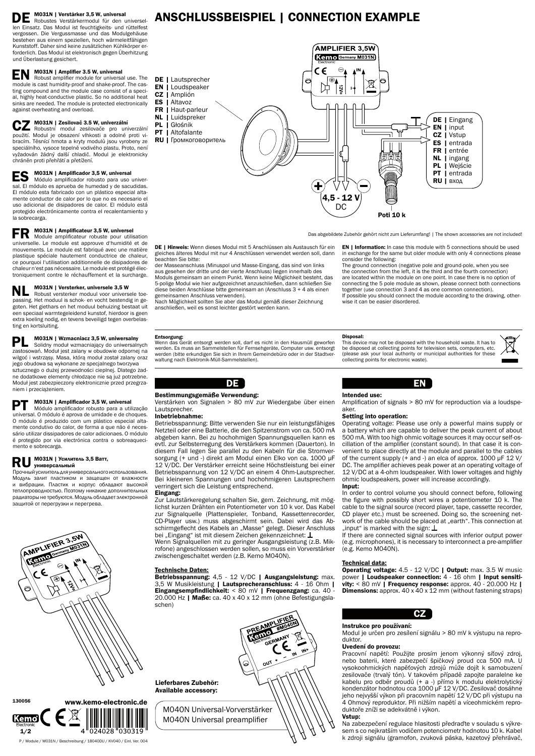# ANSCHLUSSBEISPIEL | CONNECTION EXAMPLE

**DE** **M031N | Verstärker 3,5 W, universal**
Robustes Verstärkermodul für den universellen Einsatz. Das Modul ist feuchtigkeits- und rüttelfest vergossen. Die Vergussmasse und das Modulgehäuse bestehen aus einem speziellen, hoch wärmeleitfähigen Kunststoff. Daher sind keine zusätzlichen Kühlkörper erforderlich. Das Modul ist elektronisch gegen Überhitzung und Überlastung gesichert.

**EN** **M031N | Amplifier 3.5 W, universal**
Robust amplifier module for universal use. The module is cast humidity-proof and shake-proof. The casting compound and the module case consist of a special, highly heat-conductive plastic. So no additional heat sinks are needed. The module is protected electronically against overheating and overload.

**CZ** **M031N | Zesilovač 3.5 W, univerzální**
Robustní modul zesilovače pro univerzální použití. Modul je obsazení vlhkosti a odolné proti vibracím. Těsnicí hmota a kryty modulů jsou vyrobeny ze speciálního, vysoce tepelně vodivého plastu. Proto, není vyžadován žádný další chladič. Modul je elektronicky chráněn proti přehřátí a přetížení.

**ES** **M031N | Amplificador 3,5 W, universal**
Módulo amplificador robusto para uso universal. El módulo es aprueba de humedad y de sacudidas. El módulo esta fabricado con un plástico especial altamente conductor de calor por lo que no es necesario el uso adicional de disipadores de calor. El módulo está protegido electrónicamente contra el recalentamiento y la sobrecarga.

**FR** **M031N | Amplificateur 3,5 W, universel**
Module amplificateur robuste pour utilisation universelle. Le module est approuvé d'humidité et de mouvements. Le module est fabriqué avec une matière plastique spéciale hautement conductrice de chaleur, ce pourquoi l'utilisation additionnelle de dissipadores de chaleur n'est pas nécessaire. Le module est protégé électroniquement contre le réchauffement et la surcharge.

**NL** **M031N | Versterker, universele 3,5 W**
Robust versterker moduul voor universele toepassing. Het moduul is schok- en vocht bestendig in gegoten. Het giethars en het moduul behuizing bestaat uit een speciaal warmtegeleidend kunstof, hierdoor is geen extra koeling nodig, en tevens beveiligd tegen overbelasting en kortsluiting.

**PL** **M031N | Wzmacniacz 3,5 W, uniwersalny**
Solidny moduł wzmacniający do uniwersalnych zastosowań. Moduł jest zalany w obudowie odpornej na wilgoć i wstrząsy. Masa, którą moduł został zalany oraz jego obudowa są wykonane ze specjalnego tworzywa sztucznego o dużej przewodności cieplnej. Dlatego żadne dodatkowe elementy chłodzące nie są już potrzebne. Moduł jest zabezpieczony elektronicznie przed przegrzaniem i przeciążeniem.

**PT** **M031N | Amplificador 3,5 W, universal**
Módulo amplificador robusto para a utilização universal. O módulo é aprova de umidade e de choques. O módulo é produzido com um plástico especial altamente condutivo do calor, de forma a que não é necessário utilizar dissipadores de calor adicionaes. O módulo é protegido por via electrónica contra o sobreaquecimento e sobrecarga.

**RU** **M031N | Усилитель 3,5 Ватт, универсальный**
Прочный усилитель для универсального использования. Модуль залит пластиком и защищен от влажности и вибрации. Пластик и корпус обладают высокой теплопроводностью. Поэтому никакие дополнительных радиаторы не требуются. Модуль обладает электронной защитой от перегрузки и перегрева.

DE | Lautsprecher
EN | Loudspeaker
CZ | Amplión
ES | Altavoz
FR | Haut-parleur
NL | Luidspreker
PL | Głośnik
PT | Altofalante
RU | Громкоговоритель

DE | Eingang
EN | input
CZ | Vstup
ES | entrada
FR | entrée
NL | ingang
PL | Wejście
PT | entrada
RU | вход

4,5 - 12 V DC

Poti 10 k

Das abgebildete Zubehör gehört nicht zum Lieferumfang! | The shown accessories are not included!

**DE | Hinweis:** Wenn dieses Modul mit 5 Anschlüssen als Austausch für ein gleiches älteres Modul mit nur 4 Anschlüssen verwendet werden soll, dann beachten Sie bitte:
der Masseanschluss (Minuspol und Masse-Eingang, das sind von links aus gesehen der dritte und der vierte Anschluss) liegen innerhalb des Moduls gemeinsam an einem Punkt. Wenn keine Möglichkeit besteht, das 5-polige Modul wie hier aufgezeichnet anzuschließen, dann schließen Sie diese beiden Anschlüsse bitte gemeinsam an (Anschluss 3 + 4 als einen gemeinsamen Anschluss verwenden).
Nach Möglichkeit sollten Sie aber das Modul gemäß dieser Zeichnung anschließen, weil es sonst leichter gestört werden kann.

**EN | Information:** In case this module with 5 connections should be used in exchange for the same but older module with only 4 connections please consider the following:
The ground connection (negative pole and ground-pole, when you see the connection from the left, it is the third and the fourth connection) are located within the module on one point. In case there is no option of connecting the 5 pole module as shown, please connect both connections together (use connection 3 and 4 as one common connection).
If possible you should connect the module according to the drawing, otherwise it can be easier disordered.

**Entsorgung:**
Wenn das Gerät entsorgt werden soll, darf es nicht in den Hausmüll geworfen werden. Es muss an Sammelstellen für Fernsehgeräte, Computer usw. entsorgt werden (bitte erkundigen Sie sich in Ihrem Gemeindebüro oder in der Stadtverwaltung nach Elektronik-Müll-Sammelstellen).

**Disposal:**
This device may not be disposed with the household waste. It has to be disposed at collecting points for television sets, computers, etc. (please ask your local authority or municipal authorities for these collecting points for electronic waste).

## DE

**Bestimmungsgemäße Verwendung:**
Verstärken von Signalen > 80 mV zur Wiedergabe über einen Lautsprecher.

**Inbetriebnahme:**
Betriebsspannung: Bitte verwenden Sie nur ein leistungsfähiges Netzteil oder eine Batterie, die den Spitzenstrom von ca. 500 mA abgeben kann. Bei zu hochohmigen Spannungsquellen kann es evtl. zur Selbsterregung des Verstärkers kommen (Dauerton). In diesem Fall legen Sie parallel zu den Kabeln für die Stromversorgung (+ und -) direkt am Modul einen Elko von ca. 1000 µF 12 V/DC. Der Verstärker erreicht seine Höchstleistung bei einer Betriebsspannung von 12 V/DC an einem 4 Ohm-Lautsprecher. Bei kleineren Spannungen und hochohmigeren Lautsprechern verringert sich die Leistung entsprechend.

**Eingang:**
Zur Lautstärkeregelung schalten Sie, gem. Zeichnung, mit möglichst kurzen Drähten ein Potentiometer von 10 k vor. Das Kabel zur Signalquelle (Plattenspieler, Tonband, Kassettenrecorder, CD-Player usw.) muss abgeschirmt sein. Dabei wird das Abschirmgeflecht des Kabels an „Masse" gelegt. Dieser Anschluss bei „Eingang" ist mit diesem Zeichen gekennzeichnet: ⊥
Wenn Signalquellen mit zu geringer Ausgangsleistung (z.B. Mikrofone) angeschlossen werden sollen, so muss ein Vorverstärker zwischengeschaltet werden (z.B. Kemo M040N).

**Technische Daten:**
**Betriebsspannung:** 4,5 - 12 V/DC **| Ausgangsleistung:** max. 3,5 W Musikleistung **| Lautsprecheranschluss:** 4 - 16 Ohm **| Eingangsempfindlichkeit:** < 80 mV **| Frequenzgang:** ca. 40 - 20.000 Hz **| Maße:** ca. 40 x 40 x 12 mm (ohne Befestigungslaschen)

**Lieferbares Zubehör:**
**Available accessory:**

M040N Universal-Vorverstärker
M040N Universal preamplifier

## EN

**Intended use:**
Amplification of signals > 80 mV for reproduction via a loudspeaker.

**Setting into operation:**
Operating voltage: Please use only a powerful mains supply or a battery which are capable to deliver the peak current of about 500 mA. With too high ohmic voltage sources it may occur self-oscillation of the amplifier (constant sound). In that case it is convenient to place directly at the module and parallel to the cables of the current supply (+ and -) an elca of approx. 1000 µF 12 V/DC. The amplifier achieves peak power at an operating voltage of 12 V/DC at a 4-ohm loudspeaker. With lower voltages and highly ohmic loudspeakers, power will increase accordingly.

**Input:**
In order to control volume you should connect before, following the figure with possibly short wires a potentiometer 10 k. The cable to the signal source (record player, tape, cassette recorder, CD player etc.) must be screened. Doing so, the screening network of the cable should be placed at „earth". This connection at „input" is marked with the sign: ⊥
If there are connected signal sources with inferior output power (e.g. microphones), it is necessary to interconnect a pre-amplifier (e.g. Kemo M040N).

**Technical data:**
**Operating voltage:** 4.5 - 12 V/DC **| Output:** max. 3.5 W music power **| Loudspeaker connection:** 4 - 16 ohm **| Input sensitivity:** < 80 mV **| Frequency response:** approx. 40 - 20.000 Hz **| Dimensions:** approx. 40 x 40 x 12 mm (without fastening straps)

## CZ

**Instrukce pro používání:**
Modul je určen pro zesílení signálu > 80 mV k výstupu na reproduktor.

**Uvedení do provozu:**
Pracovní napětí: Použijte prosím jenom výkonný síťový zdroj, nebo baterii, které zabezpečí špičkový proud cca 500 mA. U vysokoohmických napěťových zdrojů může dojít k samobuzení zesilovače (trvalý tón). V takovém případě zapojte paralelně ke kabelu pro odběr proudů (+ a -) přímo k modulu elektrolytický kondenzátor hodnotou cca 1000 µF 12 V/DC. Zesilovač dosáhne jeho nejvyšší výkon při pracovním napětí 12 V/DC při výstupu na 4 Ohmový reproduktor. Při nižším napětí a víceohmickém reproduktoře zníží se adekvátně i výkon.

**Vstup:**
Na zabezpečení regulace hlasitosti předraďte v souladu s výkresem s co nejkratším vodičem potenciometr hodnotou 10 k. Kabel k zdroji signálu (gramofon, zvuková páska, kazetový přehrávač,

130056 www.kemo-electronic.de

P / Module / M031N / Beschreibung / 18040DU / KV040 / Einl. Ver. 004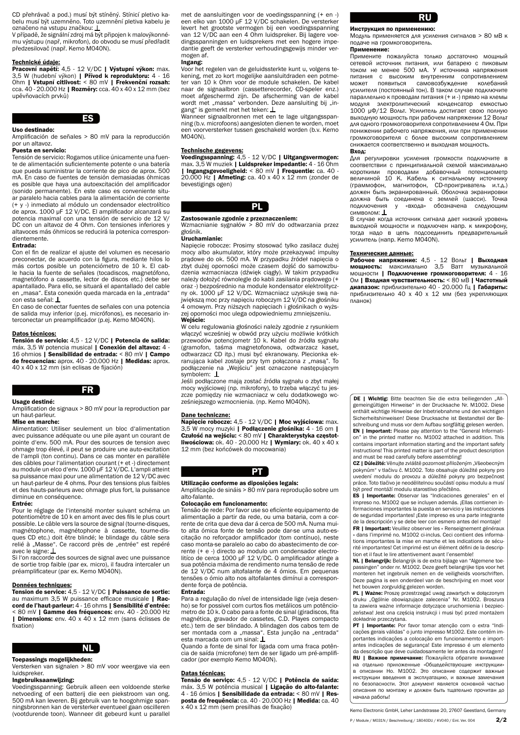CD přehrávač a pod.) musí být stíněný. Stínicí pletivo kabelu musí být uzemněno. Toto uzemnění pletiva kabelu je označeno na vstupu značkou: ⊥

V případě, že signální zdroj má být připojen k malovýkonnému výstupu (např. mikrofon), do obvodu se musí předřadit předzesilovač (např. Kemo M040N).

**Technické údaje:**

**Pracovní napětí:** 4,5 - 12 V/DC **| Výstupní výkon:** max. 3,5 W (hudební výkon) **| Přívod k reproduktoru:** 4 - 16 Ohm **| Vstupní citlivost:** < 80 mV **| Frekvenční rozsah:** cca. 40 - 20.000 Hz **| Rozměry:** cca. 40 x 40 x 12 mm (bez upěvňovacích prvků)

## ES

**Uso destinado:**

Amplificación de señales > 80 mV para la reproducción por un altavoz.

**Puesta en servicio:**

Tensión de servicio: Rogamos utilice únicamente una fuente de alimentación suficientemente potente o una batería que pueda suministrar la corriente de pico de aprox. 500 mA. En caso de fuentes de tensión demasiadas óhmicas es posible que haya una autoexcitación del amplificador (sonido permanente). En este caso es conveniente situar paralelo hacia cables para la alimentación de corriente (+ y -) inmediato al módulo un condensador electrolítico de aprox. 1000 µF 12 V/DC. El amplificador alcanzará su potencia maximal con una tensión de servicio de 12 V/DC con un altavoz de 4 Ohm. Con tensiones inferiores y altavoces más óhmicos se reducirá la potenica correspondientemente.

**Entrada:**

Con el fin de realizar el ajuste del volumen es necesario preconectar, de acuerdo con la figura, mediante hilos lo más cortos posible un potenciómetro de 10 k. El cable hacia la fuente de señales (tocadiscos, magnetófono, magnetófono a cassette, lector de discos etc.) debe ser apantallado. Para ello, se situará el apantallado del cable en „masa“. Esta conexión queda marcada en la „entrada“ con esta señal: ⊥

En caso de conectar fuentes de señales con una potencia de salida muy inferior (p.ej. micrófonos), es necesario interconectar un preamplificador (p.ej. Kemo M040N).

**Datos técnicos:**

**Tensión de servicio:** 4,5 - 12 V/DC **| Potencia de salida:** máx. 3,5 W potencia musical **| Conexión del altavoz:** 4 - 16 ohmios **| Sensibilidad de entrada:** < 80 mV **| Campo de frecuencias:** aprox. 40 - 20.000 Hz **| Medidas:** aprox. 40 x 40 x 12 mm (sin eclisas de fijación)

## FR

**Usage destiné:**

Amplification de signaux > 80 mV pour la reproduction par un haut-parleur.

**Mise en marche:**

Alimentation: Utiliser seulement un bloc d'alimentation avec puissance adéquate ou une pile ayant un courant de pointe d'env. 500 mA. Pour des sources de tension avec ohmage trop élevé, il peut se produire une auto-excitation de l'ampli (ton continu). Dans ce cas monter en parallèle des câbles pour l'alimentation courant (+ et -) directement au module un elco d'env. 1000 µF 12 V/DC. L'ampli atteint sa puissance maxi pour une alimentation de 12 V/DC avec un haut-parleur de 4 ohms. Pour des tensions plus faibles et des haut-parleurs avec ohmage plus fort, la puissance diminue en conséquence.

**Entrée:**

Pour le réglage de l'intensité monter suivant schéma un potentiomètre de 10 k en amont avec des fils le plus court possible. Le câble vers la source de signal (tourne-disques, magnétophone, magnétophone à cassette, tourne-disques CD etc.) doit être blindé; le blindage du câble sera relié à „Masse“. Ce raccord près de „entrée“ est repéré avec le signe: ⊥

Si l'on raccorde des sources de signal avec une puissance de sortie trop faible (par ex. micro), il faudra intercaler un préamplificateur (par ex. Kemo M040N).

**Données techniques:**

**Tension de service:** 4,5 - 12 V/DC **| Puissance de sortie:** au maximum 3,5 W puissance efficace musicale **| Raccord de l'haut-parleur:** 4 - 16 ohms **| Sensibilité d'entrée:** < 80 mV **| Gamme des fréquences:** env. 40 - 20.000 Hz **| Dimensions:** env. 40 x 40 x 12 mm (sans éclisses de fixation)

## NL

**Toepassings mogelijkheden:**

Versterken van signalen > 80 mV voor weergave via een luidspreker.

**Ingebruiksaanwijzing:**

Voedingsspanning: Gebruik alleen een voldoende sterke netvoeding of een batterij die een piekstroom van ong. 500 mA kan leveren. Bij gebruik van te hoogohmige spanningsbronnen kan de versterker eventueel gaan oscilleren (voortdurende toon). Wanneer dit gebeurd kunt u parallel met de aansluitingen voor de voedingsspanning (+ en -) een elko van 1000 µF 12 V/DC schakelen. De versterker levert het grootste vermogen bij een voedingsspanning van 12 V/DC aan een 4 Ohm luidspreker. Bij lagere voedingsspanningen en luidsprekers met een hogere impedantie geeft de versterker verhoudingsgewijs minder vermogen af.

**Ingang:**

Voor het regelen van de geluidssterkte kunt u, volgens tekening, met zo kort mogelijke aansluitdraden een potmeter van 10 k Ohm voor de module schakelen. De kabel naar de signaalbron (cassetterecorder, CD-speler enz.) moet afgeschermd zijn. De afscherming van de kabel wordt met „massa“ verbonden. Deze aansluiting bij „ingang“ is gemerkt met het teken: ⊥

Wanneer signaalbronnen met een te lage uitgangsspanning (b.v. microfoons) aangesloten dienen te worden, moet een voorversterker tussen geschakeld worden (b.v. Kemo M040N).

**Technische gegevens:**

**Voedingsspanning:** 4,5 - 12 V/DC **| Uitgangsvermogen:** max. 3,5 W muziek **| Luidspreker impedantie:** 4 - 16 Ohm **| Ingangsgevoeligheid:** < 80 mV **| Frequentie:** ca. 40 - 20.000 Hz **| Afmeting:** ca. 40 x 40 x 12 mm (zonder de bevestigings ogen)

## PL

**Zastosowanie zgodnie z przeznaczeniem:**

Wzmacnianie sygnałów > 80 mV do odtwarzania przez głośnik.

**Uruchamianie:**

Napięcie robocze: Prosimy stosować tylko zasilacz dużej mocy albo akumulator, który może przekazywać impulsy prądowe do ok. 500 mA. W przypadku źródeł napięcia o zbyt dużej oporności może czasem dojść do samowzbudzenia wzmacniacza (dźwięk ciągły). W takim przypadku należy dołożyć równolegle do kabli zasilania prądowego (+ oraz -) bezpośrednio na module kondensator elektrolityczny ok. 1000 µF 12 V/DC. Wzmacniacz uzyskuje swą największą moc przy napięciu roboczym 12 V/DC na głośniku 4 omowym. Przy niższych napięciach i głośnikach o wyższej oporności moc ulega odpowiedniemu zmniejszeniu.

**Wejście:**

W celu regulowania głośności należy zgodnie z rysunkiem włączyć wcześniej w obwód przy użyciu możliwie krótkich przewodów potencjometr 10 k. Kabel do źródła sygnału (gramofon, taśma magnetofonowa, odtwarzacz kaset, odtwarzacz CD itp.) musi być ekranowany. Plecionka ekranująca kabel zostaje przy tym połączona z „masą“. To podłączenie na „Wejściu“ jest oznaczone następującym symbolem: ⊥

Jeśli podłączone mają zostać źródła sygnału o zbyt małej mocy wyjściowej (np. mikrofony), to trzeba włączyć tu jeszcze pomiędzy nie wzmacniacz w celu dodatkowego wzmocnienia. (np. Kemo M040N).

**Dane techniczne:**

**Napięcie robocze:** 4,5 - 12 V/DC **| Moc wyjściowa:** max. 3,5 W mocy muzyki **| Podłączenie głośnika:** 4 - 16 om **| Czułość na wejściu:** < 80 mV **| Charakterystyka częstotliwościowa:** ok. 40 - 20.000 Hz **| Wymiary:** ok. 40 x 40 x 12 mm (bez końcówek do mocowania)

## PT

**Utilização conforme as disposições legais:**

Amplificação de sináis > 80 mV para reprodução sobre um alto-falante.

**Colocação em funcionamento:**

Tensão de rede: Por favor use so eficiente equipamento de alimentação a partir da rede, ou uma bataria, com a corrente de crita que deva dar á cerca de 500 mA. Numa muito alta ómica fonte de tensão pode dar-se uma auto-excitação no reforçador amplificador (tom contínuo), neste caso monta-se paralelo ao cabo do abastecimento de corrente (+ e -) directo ao modulo um condensador electrolítico de cerca 1000 µF 12 V/DC. O amplificador atinge a sua potência máxima de rendimento numa tensão de rede de 12 V/DC num altofalante de 4 ómios. Em pequenas tensões o ómio alto nos altofalantes diminui a correspondente força de potência.

**Entrada:**

Para a regulação do nível de intensidade lige (veja desenho) se for possivel com curtos fios metálicos um potênciometro de 10 k. O cabo para a fonte de sinal (giradiscos, fita magnética, gravador de cassetes, C.D. Playes compacto etc.) tem de ser blindado. A blindagen dos cabos tem de ser montada com a „massa“. Esta junção na „entrada“ esta marcada com um sinal: ⊥

Quando a fonte de sinal for ligada com uma fraca potência de saída (microfone) tem de ser ligado um pré-amplificador (por exemplo Kemo M040N).

**Datas técnicas:**

**Tensão de serviço:** 4,5 - 12 V/DC **| Potência de saída:** máx. 3,5 W potência musical **| Ligação do alto-falante:** 4 - 16 ómios **| Sensibilidade da entrada:** < 80 mV **| Resposta de frequência:** ca. 40 - 20.000 Hz **| Medida:** ca. 40 x 40 x 12 mm (sem presilhas de fixação)

## RU

**Инструкция по применению:**

Модуль применяется для усиления сигналов > 80 мВ к подаче на громкоговоритель.

**Применение:**

Примените пожалуйста только достаточно мощный сетевой источник питания, или батарею с пиковым током не менее 500 мА. У источника напряжения питания с высоким внутренним сопротивлением может появиться самовозбуждение колебаний усилителя (постоянный тон). В таком случае подключите параллельно к проводам питания (+ и -) прямо на клемы модуля электролитический конденсатор емкостью 1000 µФ/12 Вольт. Усилитель достигает свою полную выходную мощность при рабочем напряжении 12 Вольт для одного громкоговорителя сопротивлением 4 Ом. При понижении рабочего напряжения, или при применении громкоговорителя с более высоким сопротивлением снижается соответственно и выходная мощность.

**Вход:**

Для регулировки усиления громкости подключите в соответствии с принципиальной схемой максимально короткими проводами добавочный потенциометр величиной 10 К. Кабель к сигнальному источнику (граммофон, магнитофон, CD-проигрыватель и.т.д.) должен быть экранированный. Оболочка экранировки должна быть соединена с землей (шасси). Точка подключения у «входа» обозначена следующим символом: ⊥

В случае когда источник сигнала дает низкий уровень выходной мощности и подключен напр. к микрофону, тогда надо в цепь подсоединить предварительный усилитель (напр. Kemo M040N).

**Технические данные:**

**Рабочее напряжение:** 4,5 - 12 Вольт **| Выходная мощность:** максимально 3,5 Ватт музыкальной мощности **| Подключение громкоговорителя:** 4 - 16 Ом **| Входная чувствительность:** < 80 мВ **| Частотный диапазон:** приблизительно 40 - 20.000 Гц **| Габариты:** приблизительно 40 x 40 x 12 мм (без укрепляющих планок)

---

**DE | Wichtig:** Bitte beachten Sie die extra beiliegenden „Allgemeingültigen Hinweise“ in der Drucksache Nr. M1002. Diese enthält wichtige Hinweise der Inbetriebnahme und den wichtigen Sicherheitshinweisen! Diese Drucksache ist Bestandteil der Beschreibung und muss vor dem Aufbau sorgfältig gelesen werden.

**EN | Important:** Please pay attention to the "General Information" in the printed matter no. M1002 attached in addition. This contains important information starting and the important safety instructions! This printed matter is part of the product description and must be read carefully before assembling!

**CZ | Důležité:** Věnujte zvláště pozornost přiloženým „Všeobecným pokynům“ v tlačivu č. M1002. Toto obsahuje důležité pokyny pro uvedení modulu do provozu a důležité pokyny pro bezpečnost práce. Toto tlačivo je neodělitelnou součástí opisu modulu a musí být pred montáží modulu starostlivo přečtěno.

**ES | Importante:** Observar las "Indicaciones generales" en el impreso no. M1002 que se incluyen además. ¡Ellas contienen informaciones importantes la puesta en servicio y las instrucciones de seguridad importantes! ¡Este impreso es una parte integrante de la descripción y se debe leer con esmero antes del montaje!

**FR | Important:** Veuillez observer les « Renseignement généraux » dans l'imprimé no. M1002 ci-inclus. Ceci contient des informations importantes la mise en marche et les indications de sécurité importantes! Cet imprimé est un élément défini de la description et il faut le lire attentivement avant l'ensemble!

**NL | Belangrijk:** Belangrijk is de extra bijlage van "Algemene toepassingen" onder nr. M1002. Deze geeft belangrijke tips voor het monteren het ingebruik nemen en de veiligheids voorschriften. Deze pagina is een onderdeel van de beschrijving en moet voor het bouwen zorgvuldig gelezen worden.

**PL | Ważne:** Proszę przestrzegać uwag zawartych w dołączonym druku „Ogólnie obowiązujące zalecenia“ Nr. M1002. Broszura ta zawiera ważne informacje dotyczące uruchomienia i bezpieczeństwa! Jest ona częścią instrukcji i musi być przed montażem dokładnie przeczytana.

**PT | Importante:** Por favor tomar atenção com o extra "Indicações gerais válidas" o junto impresso M1002. Este contém importantes indicações a colocação em funcionamemto e importantes indicações de segurança! Este impreso é um elemento da descrição que deve cuidadosamente ler antes da montagem!

**RU | Важное примечание:** Пожалуйста обратите внимание на отдельно приложенные «Общедействующие инструкции» в описании Но. M1002. Это описание содержит важные инструкции введения в эксплуатацию, и важные замечания по безопасности. Этот документ является основной частью описания по монтажу и должен быть тщательно прочитан до начала работы!

Kemo Electronic GmbH, Leher Landstrasse 20, 27607 Geestland, Germany

P / Module / M031N / Beschreibung / 18040DU / KV040 / Einl. Ver. 004